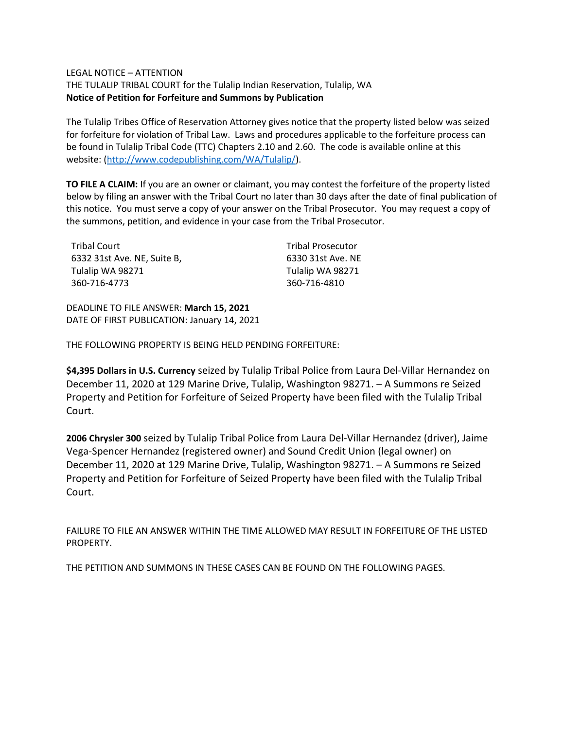LEGAL NOTICE – ATTENTION

THE TULALIP TRIBAL COURT for the Tulalip Indian Reservation, Tulalip, WA

**Notice of Petition for Forfeiture and Summons by Publication**

The Tulalip Tribes Office of Reservation Attorney gives notice that the property listed below was seized for forfeiture for violation of Tribal Law. Laws and procedures applicable to the forfeiture process can be found in Tulalip Tribal Code (TTC) Chapters 2.10 and 2.60. The code is available online at this website: (http://www.codepublishing.com/WA/Tulalip/).

**TO FILE A CLAIM:** If you are an owner or claimant, you may contest the forfeiture of the property listed below by filing an answer with the Tribal Court no later than 30 days after the date of final publication of this notice. You must serve a copy of your answer on the Tribal Prosecutor. You may request a copy of the summons, petition, and evidence in your case from the Tribal Prosecutor.

Tribal Court
6332 31st Ave. NE, Suite B,
Tulalip WA 98271
360-716-4773

Tribal Prosecutor
6330 31st Ave. NE
Tulalip WA 98271
360-716-4810

DEADLINE TO FILE ANSWER: **March 15, 2021**
DATE OF FIRST PUBLICATION: January 14, 2021

THE FOLLOWING PROPERTY IS BEING HELD PENDING FORFEITURE:

**$4,395 Dollars in U.S. Currency** seized by Tulalip Tribal Police from Laura Del-Villar Hernandez on December 11, 2020 at 129 Marine Drive, Tulalip, Washington 98271. – A Summons re Seized Property and Petition for Forfeiture of Seized Property have been filed with the Tulalip Tribal Court.

**2006 Chrysler 300** seized by Tulalip Tribal Police from Laura Del-Villar Hernandez (driver), Jaime Vega-Spencer Hernandez (registered owner) and Sound Credit Union (legal owner) on December 11, 2020 at 129 Marine Drive, Tulalip, Washington 98271. – A Summons re Seized Property and Petition for Forfeiture of Seized Property have been filed with the Tulalip Tribal Court.

FAILURE TO FILE AN ANSWER WITHIN THE TIME ALLOWED MAY RESULT IN FORFEITURE OF THE LISTED PROPERTY.

THE PETITION AND SUMMONS IN THESE CASES CAN BE FOUND ON THE FOLLOWING PAGES.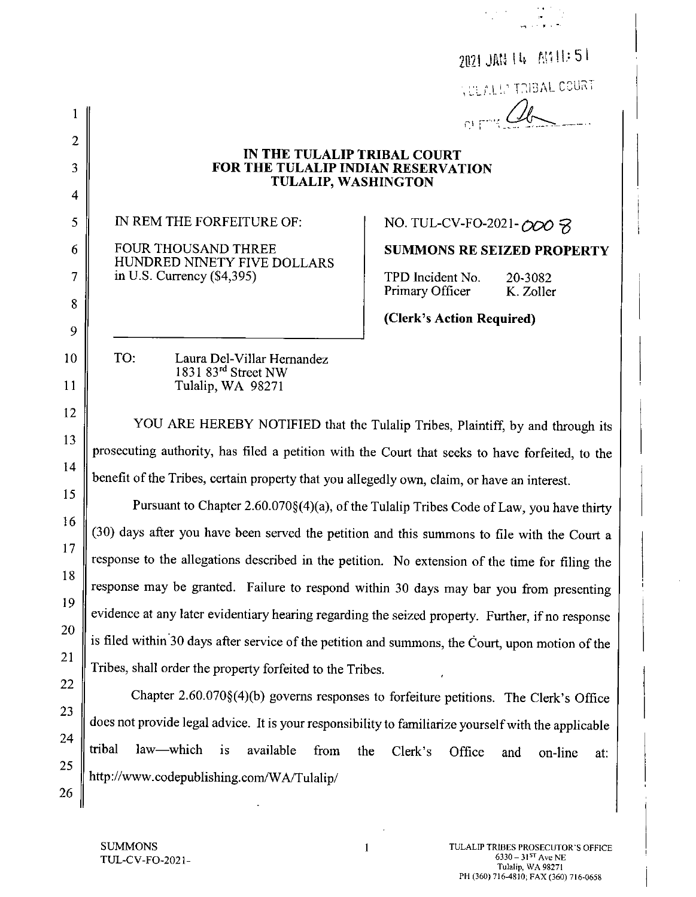2021 JAN 14 AM 11:51

TULALIP TRIBAL COURT

CLERK

**IN THE TULALIP TRIBAL COURT**
**FOR THE TULALIP INDIAN RESERVATION**
**TULALIP, WASHINGTON**

| | |
|---|---|
| IN REM THE FORFEITURE OF:<br><br>FOUR THOUSAND THREE HUNDRED NINETY FIVE DOLLARS in U.S. Currency ($4,395) | NO. TUL-CV-FO-2021-0008<br><br>**SUMMONS RE SEIZED PROPERTY**<br><br>TPD Incident No. 20-3082<br>Primary Officer K. Zoller<br><br>**(Clerk's Action Required)** |

TO: Laura Del-Villar Hernandez
1831 83rd Street NW
Tulalip, WA 98271

YOU ARE HEREBY NOTIFIED that the Tulalip Tribes, Plaintiff, by and through its prosecuting authority, has filed a petition with the Court that seeks to have forfeited, to the benefit of the Tribes, certain property that you allegedly own, claim, or have an interest.

Pursuant to Chapter 2.60.070§(4)(a), of the Tulalip Tribes Code of Law, you have thirty (30) days after you have been served the petition and this summons to file with the Court a response to the allegations described in the petition. No extension of the time for filing the response may be granted. Failure to respond within 30 days may bar you from presenting evidence at any later evidentiary hearing regarding the seized property. Further, if no response is filed within 30 days after service of the petition and summons, the Court, upon motion of the Tribes, shall order the property forfeited to the Tribes.

Chapter 2.60.070§(4)(b) governs responses to forfeiture petitions. The Clerk's Office does not provide legal advice. It is your responsibility to familiarize yourself with the applicable tribal law—which is available from the Clerk's Office and on-line at: http://www.codepublishing.com/WA/Tulalip/

SUMMONS
TUL-CV-FO-2021-

TULALIP TRIBES PROSECUTOR'S OFFICE
6330 – 31ST Ave NE
Tulalip, WA 98271
PH (360) 716-4810; FAX (360) 716-0658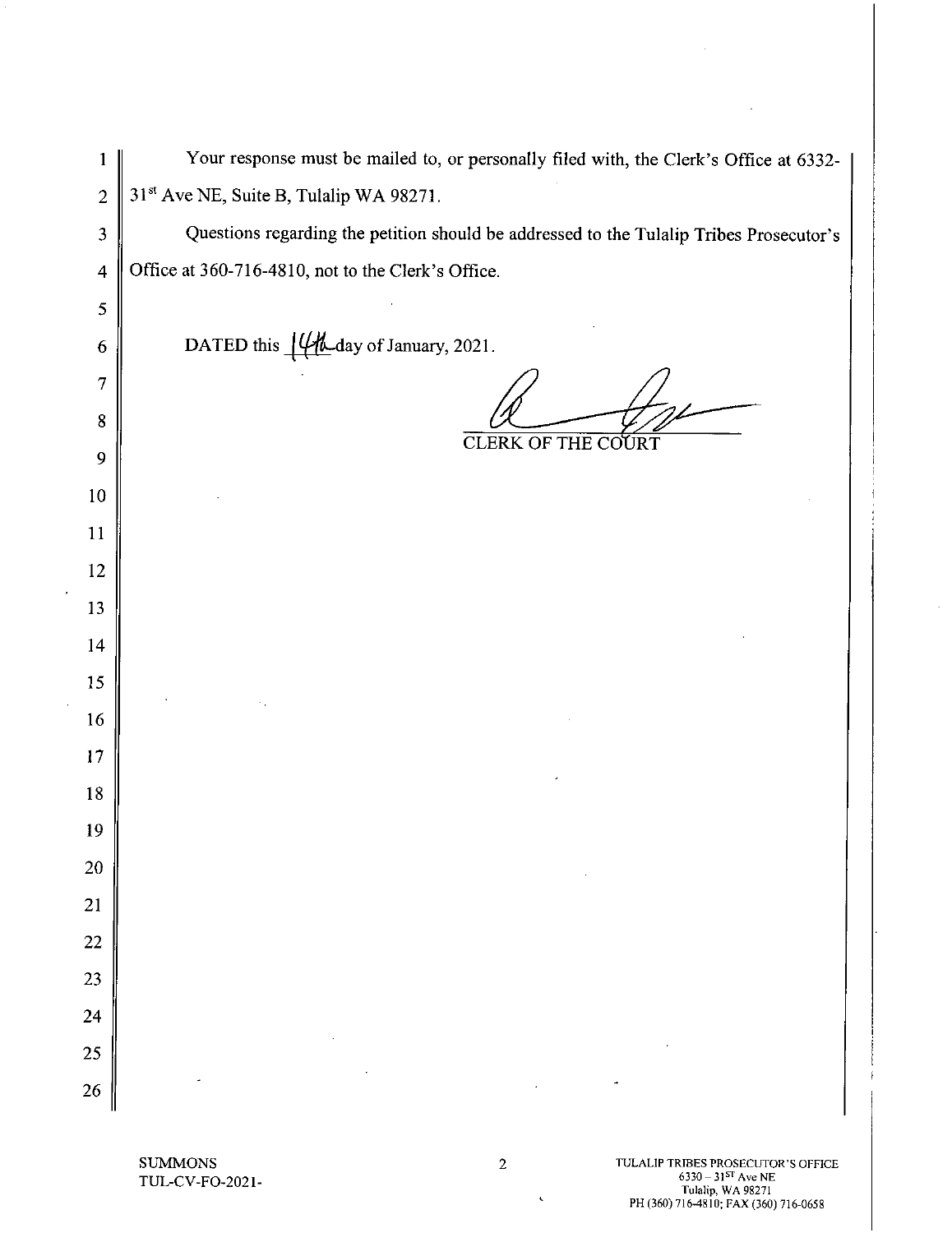Your response must be mailed to, or personally filed with, the Clerk's Office at 6332-31st Ave NE, Suite B, Tulalip WA 98271.

Questions regarding the petition should be addressed to the Tulalip Tribes Prosecutor's Office at 360-716-4810, not to the Clerk's Office.

DATED this 14th day of January, 2021.

CLERK OF THE COURT

SUMMONS
TUL-CV-FO-2021-

TULALIP TRIBES PROSECUTOR'S OFFICE
6330 – 31ST Ave NE
Tulalip, WA 98271
PH (360) 716-4810; FAX (360) 716-0658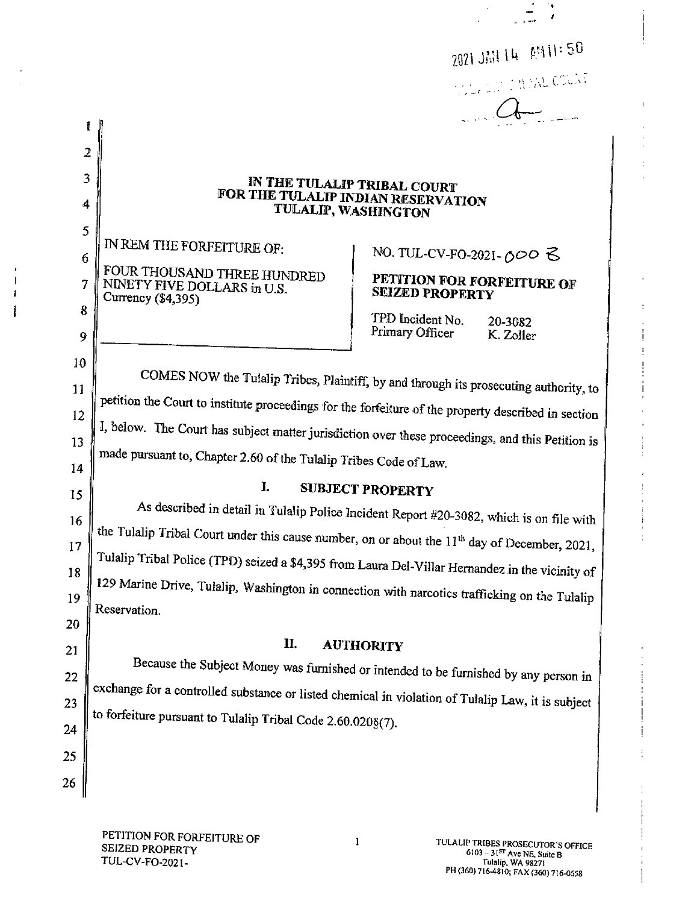2021 JAN 14 AM 11:50

IN THE TULALIP TRIBAL COURT
FOR THE TULALIP INDIAN RESERVATION
TULALIP, WASHINGTON

| | |
|---|---|
| IN REM THE FORFEITURE OF:<br><br>FOUR THOUSAND THREE HUNDRED NINETY FIVE DOLLARS in U.S. Currency ($4,395) | NO. TUL-CV-FO-2021-0008<br><br>**PETITION FOR FORFEITURE OF SEIZED PROPERTY**<br><br>TPD Incident No. 20-3082<br>Primary Officer K. Zoller |

COMES NOW the Tulalip Tribes, Plaintiff, by and through its prosecuting authority, to petition the Court to institute proceedings for the forfeiture of the property described in section I, below. The Court has subject matter jurisdiction over these proceedings, and this Petition is made pursuant to, Chapter 2.60 of the Tulalip Tribes Code of Law.

## I. SUBJECT PROPERTY

As described in detail in Tulalip Police Incident Report #20-3082, which is on file with the Tulalip Tribal Court under this cause number, on or about the 11th day of December, 2021, Tulalip Tribal Police (TPD) seized a $4,395 from Laura Del-Villar Hernandez in the vicinity of 129 Marine Drive, Tulalip, Washington in connection with narcotics trafficking on the Tulalip Reservation.

## II. AUTHORITY

Because the Subject Money was furnished or intended to be furnished by any person in exchange for a controlled substance or listed chemical in violation of Tulalip Law, it is subject to forfeiture pursuant to Tulalip Tribal Code 2.60.020§(7).

PETITION FOR FORFEITURE OF SEIZED PROPERTY
TUL-CV-FO-2021-

TULALIP TRIBES PROSECUTOR'S OFFICE
6103 – 31ST Ave NE, Suite B
Tulalip, WA 98271
PH (360) 716-4810; FAX (360) 716-0658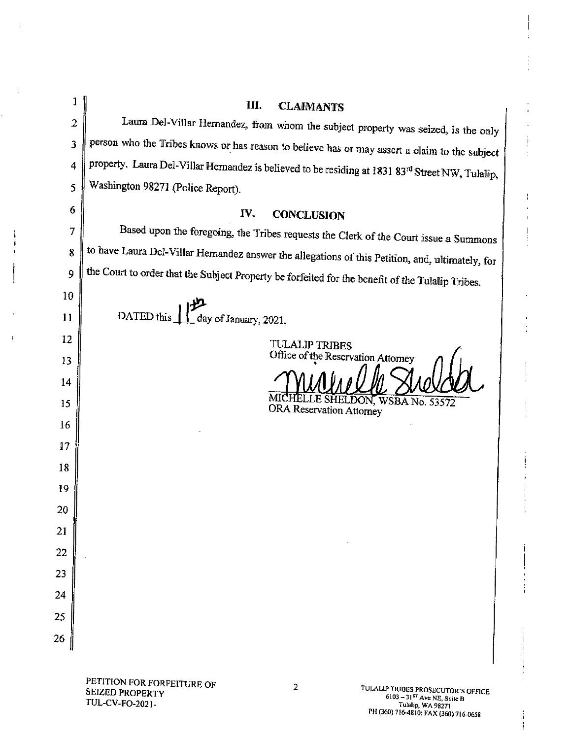## III. CLAIMANTS

Laura Del-Villar Hernandez, from whom the subject property was seized, is the only person who the Tribes knows or has reason to believe has or may assert a claim to the subject property. Laura Del-Villar Hernandez is believed to be residing at 1831 83rd Street NW, Tulalip, Washington 98271 (Police Report).

## IV. CONCLUSION

Based upon the foregoing, the Tribes requests the Clerk of the Court issue a Summons to have Laura Del-Villar Hernandez answer the allegations of this Petition, and, ultimately, for the Court to order that the Subject Property be forfeited for the benefit of the Tulalip Tribes.

DATED this 11th day of January, 2021.

TULALIP TRIBES
Office of the Reservation Attorney

MICHELLE SHELDON, WSBA No. 53572
ORA Reservation Attorney

PETITION FOR FORFEITURE OF SEIZED PROPERTY
TUL-CV-FO-2021-

TULALIP TRIBES PROSECUTOR'S OFFICE
6103 – 31st Ave NE, Suite B
Tulalip, WA 98271
PH (360) 716-4810; FAX (360) 716-0658